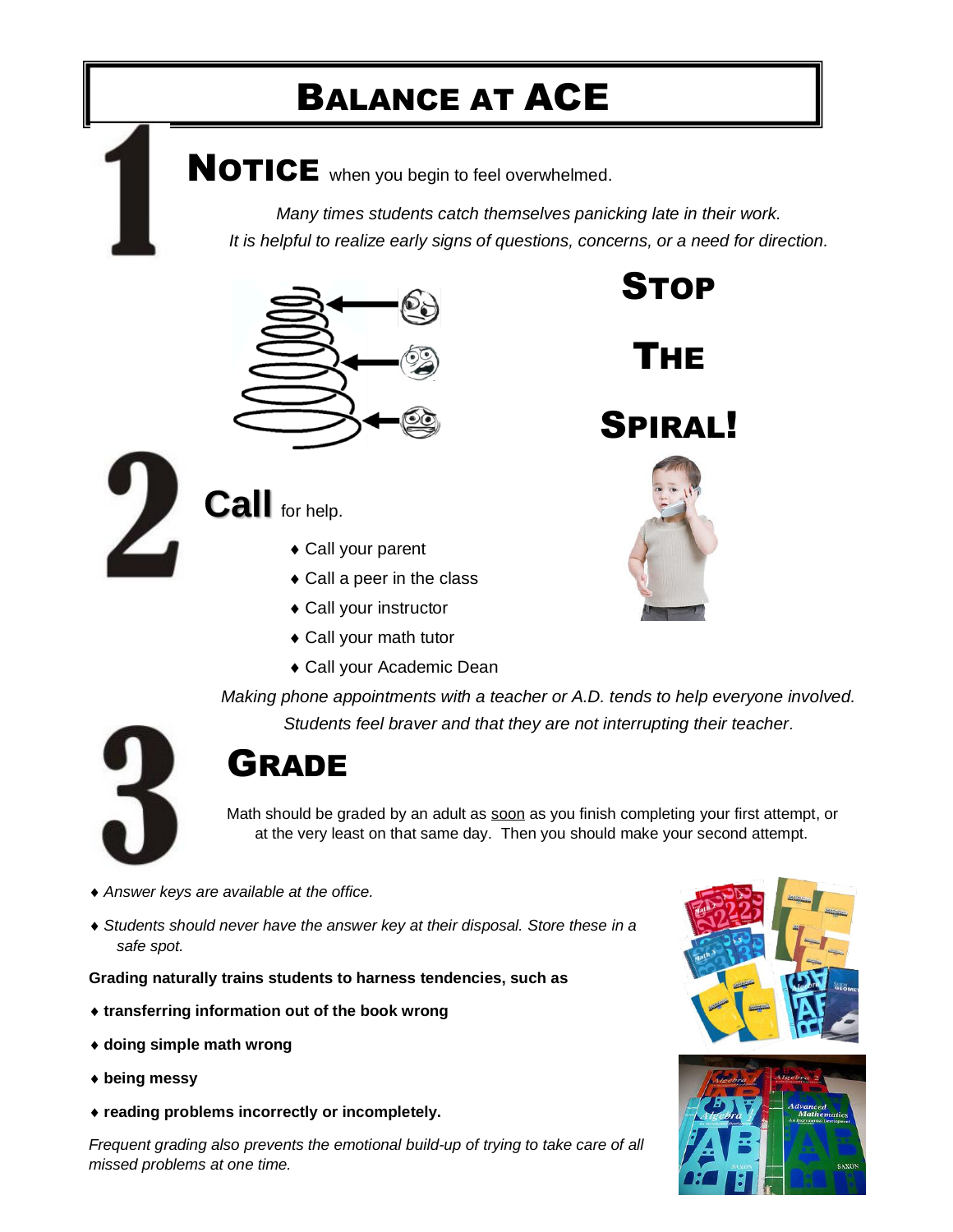# BALANCE AT ACE

## 1 NOTICE when you begin to feel overwhelmed.

*Many times students catch themselves panicking late in their work.*
*It is helpful to realize early signs of questions, concerns, or a need for direction.*

**STOP THE SPIRAL!**

## 2 Call for help.

- Call your parent
- Call a peer in the class
- Call your instructor
- Call your math tutor
- Call your Academic Dean

*Making phone appointments with a teacher or A.D. tends to help everyone involved. Students feel braver and that they are not interrupting their teacher.*

## 3 GRADE

Math should be graded by an adult as <u>soon</u> as you finish completing your first attempt, or at the very least on that same day. Then you should make your second attempt.

- *Answer keys are available at the office.*
- *Students should never have the answer key at their disposal. Store these in a safe spot.*

**Grading naturally trains students to harness tendencies, such as**

- **transferring information out of the book wrong**
- **doing simple math wrong**
- **being messy**
- **reading problems incorrectly or incompletely.**

*Frequent grading also prevents the emotional build-up of trying to take care of all missed problems at one time.*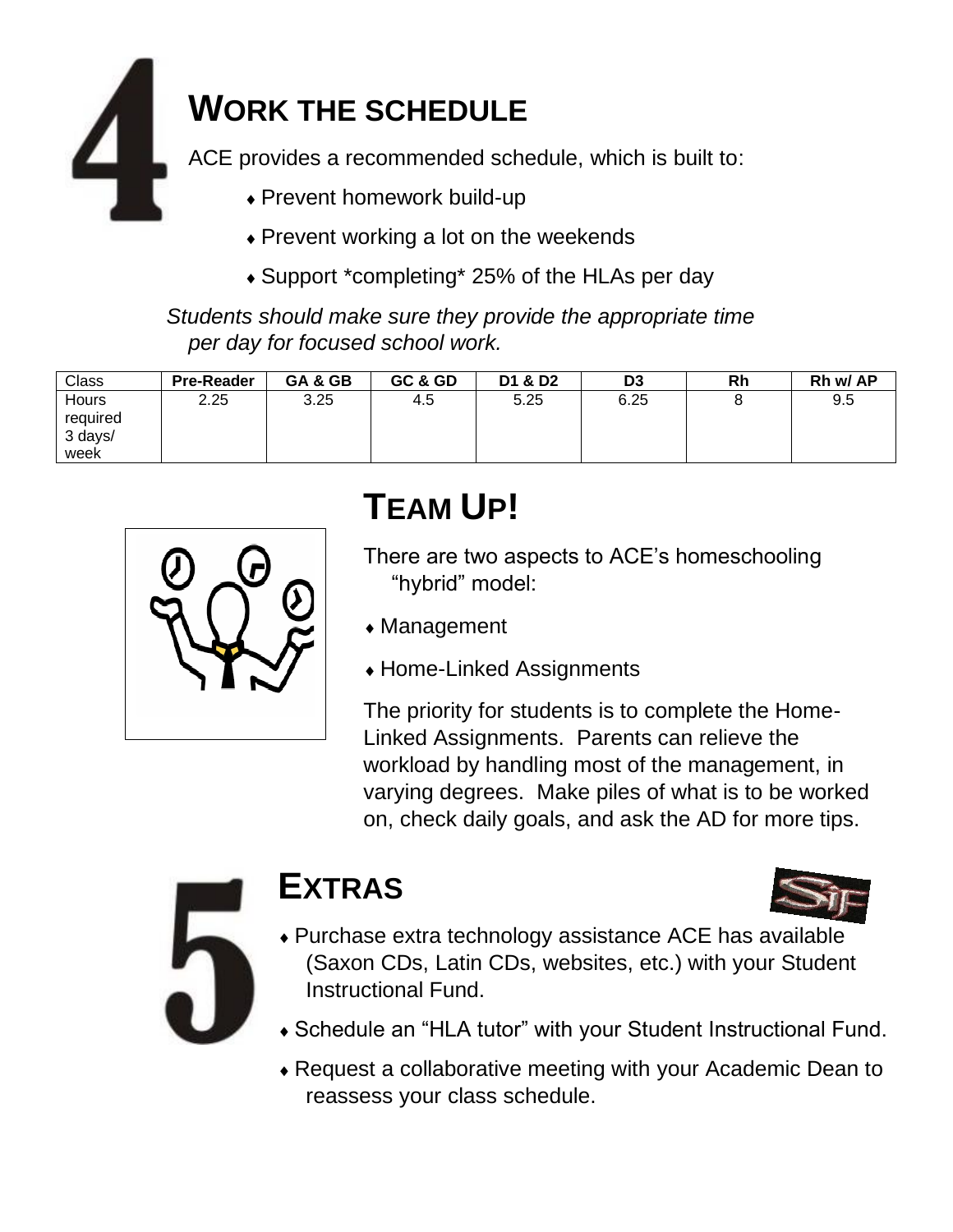## 4 WORK THE SCHEDULE

ACE provides a recommended schedule, which is built to:

- Prevent homework build-up
- Prevent working a lot on the weekends
- Support *completing* 25% of the HLAs per day

*Students should make sure they provide the appropriate time per day for focused school work.*

| Class | **Pre-Reader** | **GA & GB** | **GC & GD** | **D1 & D2** | **D3** | **Rh** | **Rh w/ AP** |
|---|---|---|---|---|---|---|---|
| Hours required 3 days/ week | 2.25 | 3.25 | 4.5 | 5.25 | 6.25 | 8 | 9.5 |

## TEAM UP!

There are two aspects to ACE's homeschooling "hybrid" model:

- Management
- Home-Linked Assignments

The priority for students is to complete the Home-Linked Assignments. Parents can relieve the workload by handling most of the management, in varying degrees. Make piles of what is to be worked on, check daily goals, and ask the AD for more tips.

## 5 EXTRAS

- Purchase extra technology assistance ACE has available (Saxon CDs, Latin CDs, websites, etc.) with your Student Instructional Fund.
- Schedule an "HLA tutor" with your Student Instructional Fund.
- Request a collaborative meeting with your Academic Dean to reassess your class schedule.